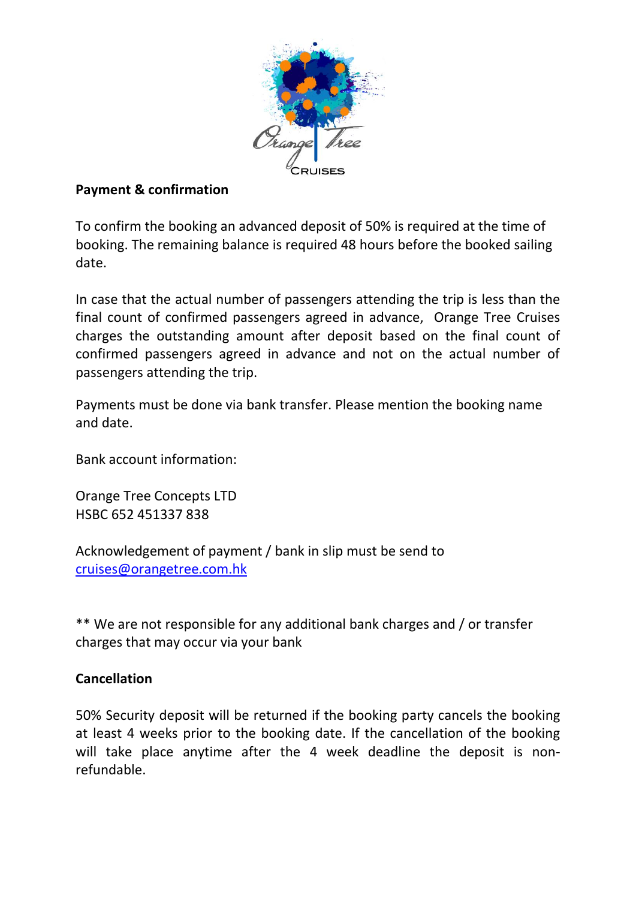Orange Tree
CRUISES

**Payment & confirmation**

To confirm the booking an advanced deposit of 50% is required at the time of booking. The remaining balance is required 48 hours before the booked sailing date.

In case that the actual number of passengers attending the trip is less than the final count of confirmed passengers agreed in advance, Orange Tree Cruises charges the outstanding amount after deposit based on the final count of confirmed passengers agreed in advance and not on the actual number of passengers attending the trip.

Payments must be done via bank transfer. Please mention the booking name and date.

Bank account information:

Orange Tree Concepts LTD
HSBC 652 451337 838

Acknowledgement of payment / bank in slip must be send to
cruises@orangetree.com.hk

** We are not responsible for any additional bank charges and / or transfer charges that may occur via your bank

**Cancellation**

50% Security deposit will be returned if the booking party cancels the booking at least 4 weeks prior to the booking date. If the cancellation of the booking will take place anytime after the 4 week deadline the deposit is non-refundable.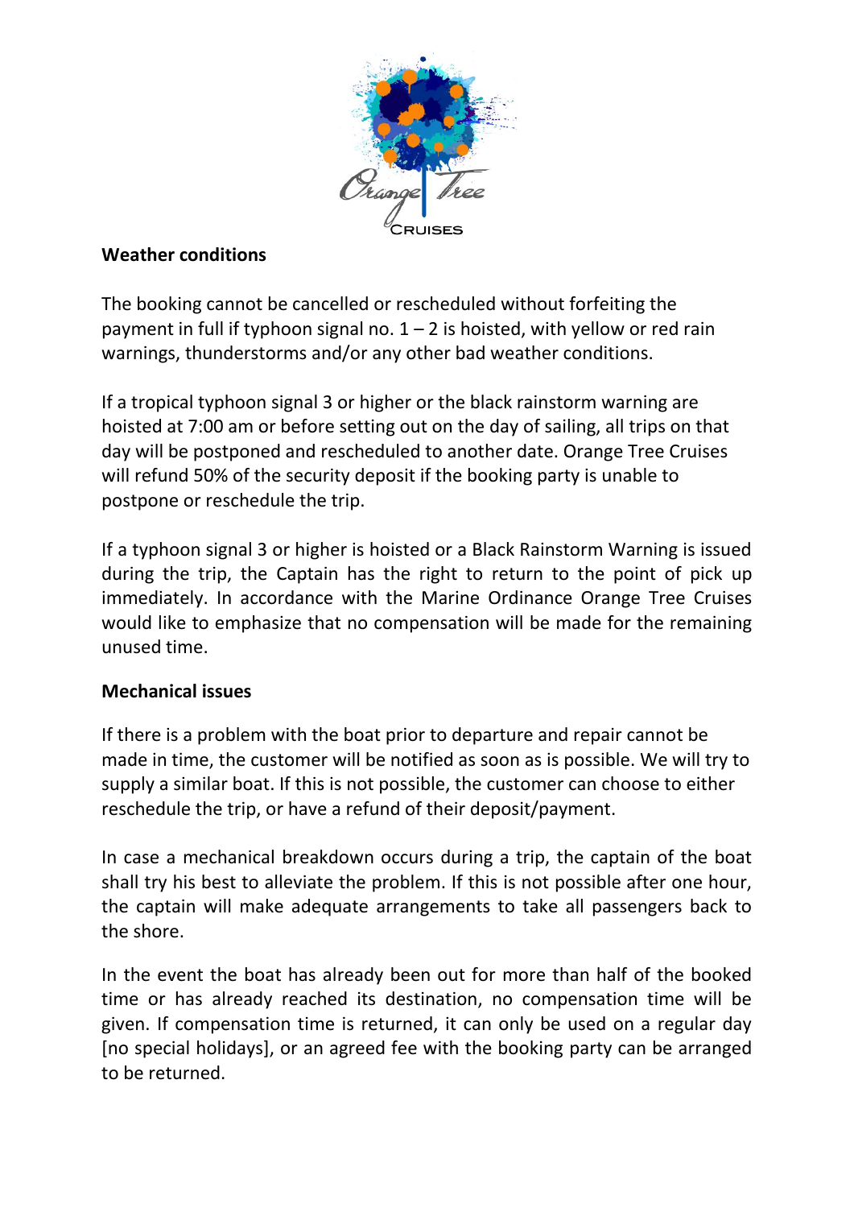**Weather conditions**

The booking cannot be cancelled or rescheduled without forfeiting the payment in full if typhoon signal no. 1 – 2 is hoisted, with yellow or red rain warnings, thunderstorms and/or any other bad weather conditions.

If a tropical typhoon signal 3 or higher or the black rainstorm warning are hoisted at 7:00 am or before setting out on the day of sailing, all trips on that day will be postponed and rescheduled to another date. Orange Tree Cruises will refund 50% of the security deposit if the booking party is unable to postpone or reschedule the trip.

If a typhoon signal 3 or higher is hoisted or a Black Rainstorm Warning is issued during the trip, the Captain has the right to return to the point of pick up immediately. In accordance with the Marine Ordinance Orange Tree Cruises would like to emphasize that no compensation will be made for the remaining unused time.

**Mechanical issues**

If there is a problem with the boat prior to departure and repair cannot be made in time, the customer will be notified as soon as is possible. We will try to supply a similar boat. If this is not possible, the customer can choose to either reschedule the trip, or have a refund of their deposit/payment.

In case a mechanical breakdown occurs during a trip, the captain of the boat shall try his best to alleviate the problem. If this is not possible after one hour, the captain will make adequate arrangements to take all passengers back to the shore.

In the event the boat has already been out for more than half of the booked time or has already reached its destination, no compensation time will be given. If compensation time is returned, it can only be used on a regular day [no special holidays], or an agreed fee with the booking party can be arranged to be returned.